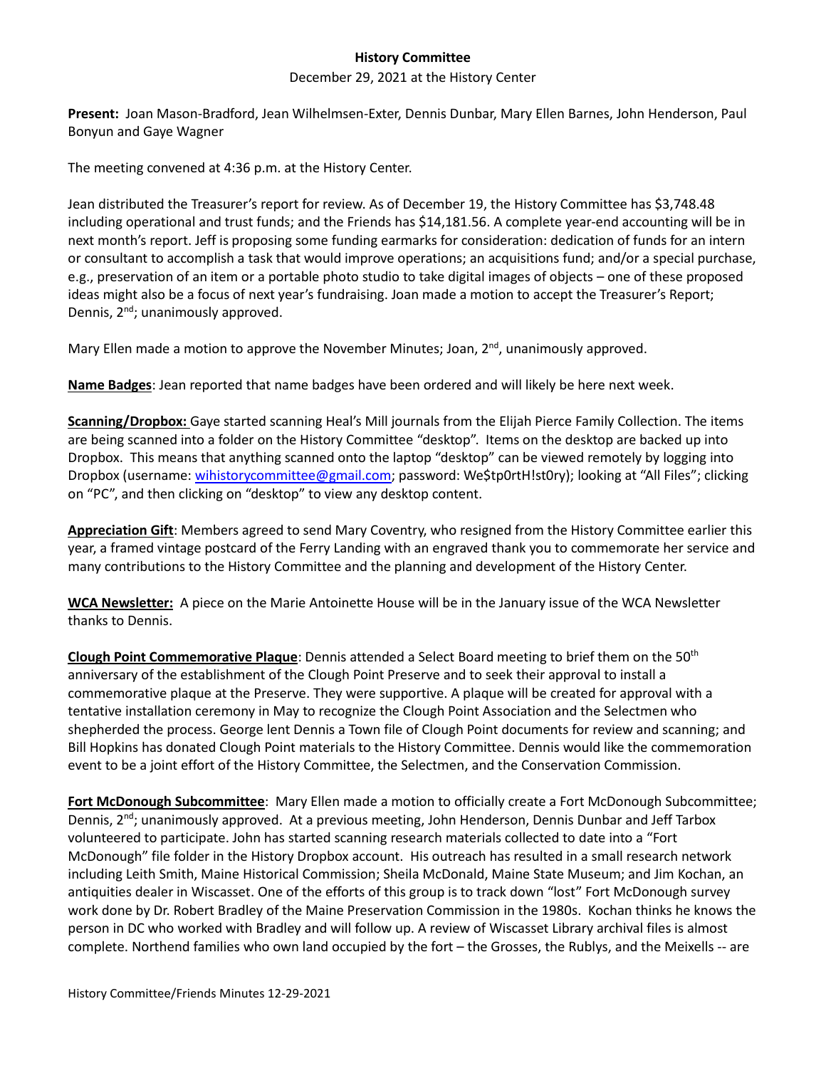**History Committee**

December 29, 2021 at the History Center

**Present:** Joan Mason-Bradford, Jean Wilhelmsen-Exter, Dennis Dunbar, Mary Ellen Barnes, John Henderson, Paul Bonyun and Gaye Wagner

The meeting convened at 4:36 p.m. at the History Center.

Jean distributed the Treasurer's report for review. As of December 19, the History Committee has $3,748.48 including operational and trust funds; and the Friends has $14,181.56. A complete year-end accounting will be in next month's report. Jeff is proposing some funding earmarks for consideration: dedication of funds for an intern or consultant to accomplish a task that would improve operations; an acquisitions fund; and/or a special purchase, e.g., preservation of an item or a portable photo studio to take digital images of objects – one of these proposed ideas might also be a focus of next year's fundraising. Joan made a motion to accept the Treasurer's Report; Dennis, 2nd; unanimously approved.

Mary Ellen made a motion to approve the November Minutes; Joan, 2nd, unanimously approved.

**Name Badges**: Jean reported that name badges have been ordered and will likely be here next week.

**Scanning/Dropbox:** Gaye started scanning Heal's Mill journals from the Elijah Pierce Family Collection. The items are being scanned into a folder on the History Committee "desktop". Items on the desktop are backed up into Dropbox. This means that anything scanned onto the laptop "desktop" can be viewed remotely by logging into Dropbox (username: wihistorycommittee@gmail.com; password: We$tp0rtH!st0ry); looking at "All Files"; clicking on "PC", and then clicking on "desktop" to view any desktop content.

**Appreciation Gift**: Members agreed to send Mary Coventry, who resigned from the History Committee earlier this year, a framed vintage postcard of the Ferry Landing with an engraved thank you to commemorate her service and many contributions to the History Committee and the planning and development of the History Center.

**WCA Newsletter:** A piece on the Marie Antoinette House will be in the January issue of the WCA Newsletter thanks to Dennis.

**Clough Point Commemorative Plaque**: Dennis attended a Select Board meeting to brief them on the 50th anniversary of the establishment of the Clough Point Preserve and to seek their approval to install a commemorative plaque at the Preserve. They were supportive. A plaque will be created for approval with a tentative installation ceremony in May to recognize the Clough Point Association and the Selectmen who shepherded the process. George lent Dennis a Town file of Clough Point documents for review and scanning; and Bill Hopkins has donated Clough Point materials to the History Committee. Dennis would like the commemoration event to be a joint effort of the History Committee, the Selectmen, and the Conservation Commission.

**Fort McDonough Subcommittee**: Mary Ellen made a motion to officially create a Fort McDonough Subcommittee; Dennis, 2nd; unanimously approved. At a previous meeting, John Henderson, Dennis Dunbar and Jeff Tarbox volunteered to participate. John has started scanning research materials collected to date into a "Fort McDonough" file folder in the History Dropbox account. His outreach has resulted in a small research network including Leith Smith, Maine Historical Commission; Sheila McDonald, Maine State Museum; and Jim Kochan, an antiquities dealer in Wiscasset. One of the efforts of this group is to track down "lost" Fort McDonough survey work done by Dr. Robert Bradley of the Maine Preservation Commission in the 1980s. Kochan thinks he knows the person in DC who worked with Bradley and will follow up. A review of Wiscasset Library archival files is almost complete. Northend families who own land occupied by the fort – the Grosses, the Rublys, and the Meixells -- are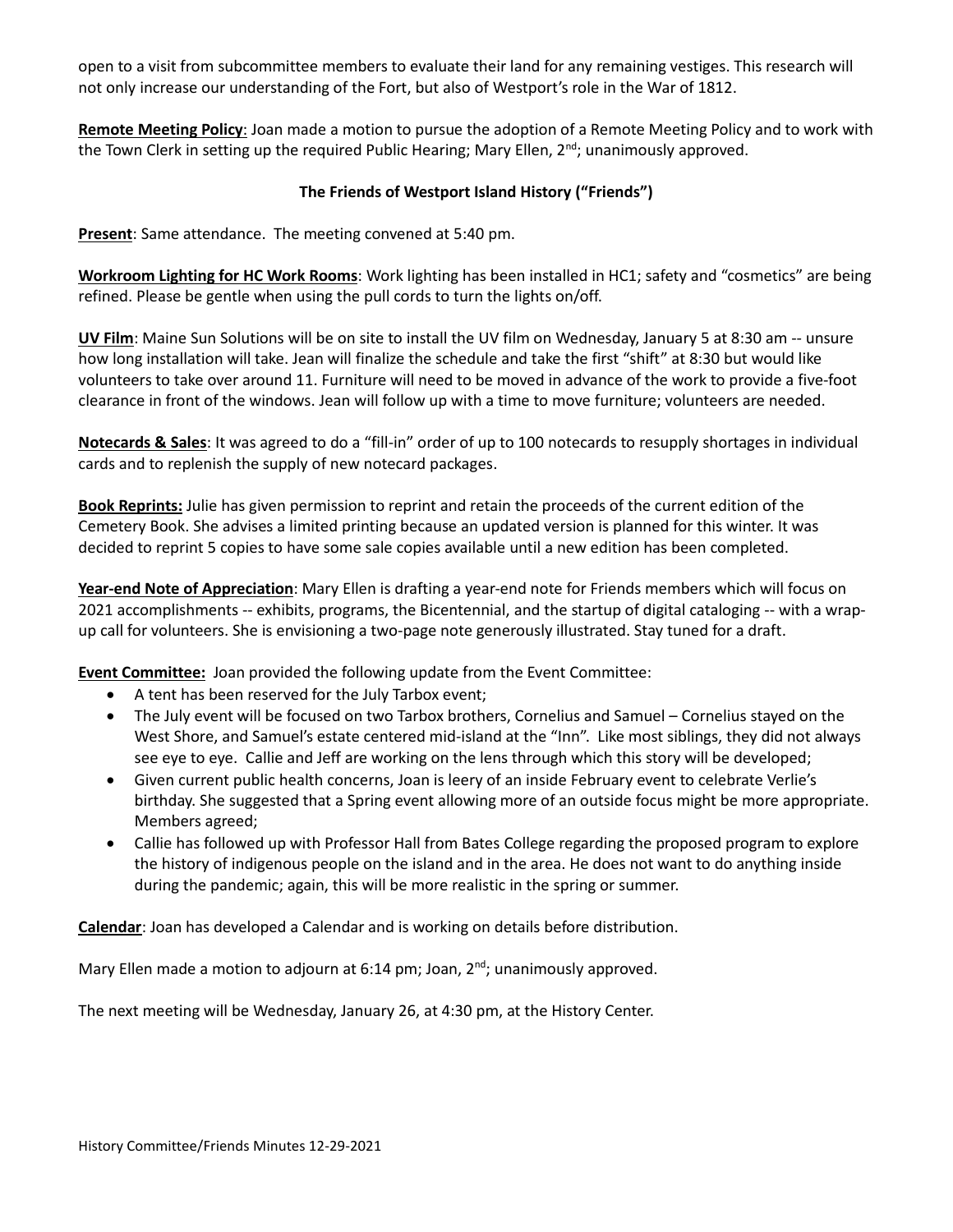open to a visit from subcommittee members to evaluate their land for any remaining vestiges. This research will not only increase our understanding of the Fort, but also of Westport's role in the War of 1812.

**Remote Meeting Policy**: Joan made a motion to pursue the adoption of a Remote Meeting Policy and to work with the Town Clerk in setting up the required Public Hearing; Mary Ellen, 2nd; unanimously approved.

## The Friends of Westport Island History ("Friends")

**Present**: Same attendance. The meeting convened at 5:40 pm.

**Workroom Lighting for HC Work Rooms**: Work lighting has been installed in HC1; safety and "cosmetics" are being refined. Please be gentle when using the pull cords to turn the lights on/off.

**UV Film**: Maine Sun Solutions will be on site to install the UV film on Wednesday, January 5 at 8:30 am -- unsure how long installation will take. Jean will finalize the schedule and take the first "shift" at 8:30 but would like volunteers to take over around 11. Furniture will need to be moved in advance of the work to provide a five-foot clearance in front of the windows. Jean will follow up with a time to move furniture; volunteers are needed.

**Notecards & Sales**: It was agreed to do a "fill-in" order of up to 100 notecards to resupply shortages in individual cards and to replenish the supply of new notecard packages.

**Book Reprints:** Julie has given permission to reprint and retain the proceeds of the current edition of the Cemetery Book. She advises a limited printing because an updated version is planned for this winter. It was decided to reprint 5 copies to have some sale copies available until a new edition has been completed.

**Year-end Note of Appreciation**: Mary Ellen is drafting a year-end note for Friends members which will focus on 2021 accomplishments -- exhibits, programs, the Bicentennial, and the startup of digital cataloging -- with a wrap-up call for volunteers. She is envisioning a two-page note generously illustrated. Stay tuned for a draft.

**Event Committee:** Joan provided the following update from the Event Committee:

- A tent has been reserved for the July Tarbox event;
- The July event will be focused on two Tarbox brothers, Cornelius and Samuel – Cornelius stayed on the West Shore, and Samuel's estate centered mid-island at the "Inn". Like most siblings, they did not always see eye to eye. Callie and Jeff are working on the lens through which this story will be developed;
- Given current public health concerns, Joan is leery of an inside February event to celebrate Verlie's birthday. She suggested that a Spring event allowing more of an outside focus might be more appropriate. Members agreed;
- Callie has followed up with Professor Hall from Bates College regarding the proposed program to explore the history of indigenous people on the island and in the area. He does not want to do anything inside during the pandemic; again, this will be more realistic in the spring or summer.

**Calendar**: Joan has developed a Calendar and is working on details before distribution.

Mary Ellen made a motion to adjourn at 6:14 pm; Joan, 2nd; unanimously approved.

The next meeting will be Wednesday, January 26, at 4:30 pm, at the History Center.